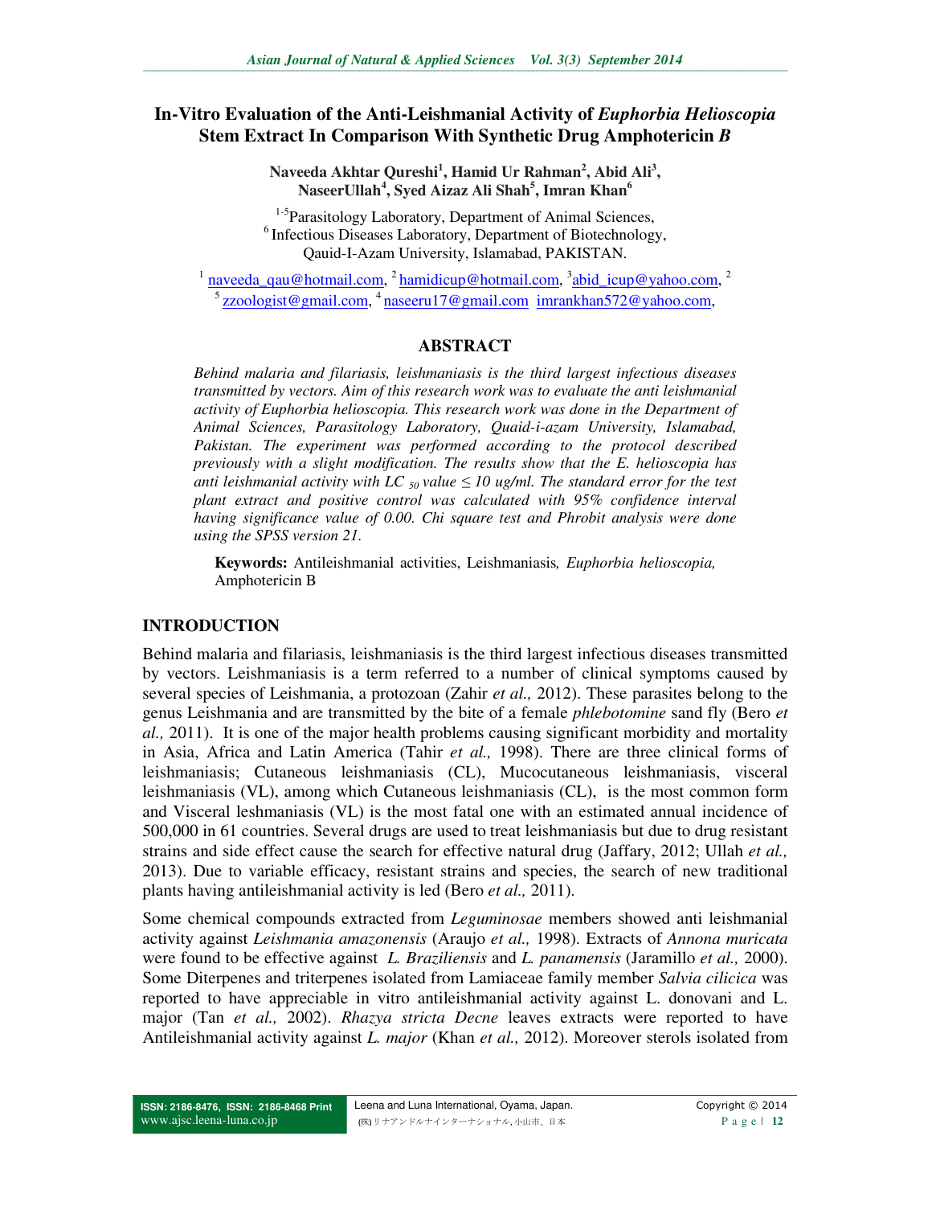# In-Vitro Evaluation of the Anti-Leishmanial Activity of *Euphorbia Helioscopia* Stem Extract In Comparison With Synthetic Drug Amphotericin *B*

**Naveeda Akhtar Qureshi[1], Hamid Ur Rahman[2], Abid Ali[3], NaseerUllah[4], Syed Aizaz Ali Shah[5], Imran Khan[6]**

[1-5]Parasitology Laboratory, Department of Animal Sciences,
[6] Infectious Diseases Laboratory, Department of Biotechnology,
Qauid-I-Azam University, Islamabad, PAKISTAN.

[1] naveeda_qau@hotmail.com, [2] hamidicup@hotmail.com, [3]abid_icup@yahoo.com, [2]
[5] zzoologist@gmail.com, [4] naseeru17@gmail.com imrankhan572@yahoo.com,

## ABSTRACT

*Behind malaria and filariasis, leishmaniasis is the third largest infectious diseases transmitted by vectors. Aim of this research work was to evaluate the anti leishmanial activity of Euphorbia helioscopia. This research work was done in the Department of Animal Sciences, Parasitology Laboratory, Quaid-i-azam University, Islamabad, Pakistan. The experiment was performed according to the protocol described previously with a slight modification. The results show that the E. helioscopia has anti leishmanial activity with $LC_{50}$ value ≤ 10 ug/ml. The standard error for the test plant extract and positive control was calculated with 95% confidence interval having significance value of 0.00. Chi square test and Phrobit analysis were done using the SPSS version 21.*

**Keywords:** Antileishmanial activities, Leishmaniasis, *Euphorbia helioscopia,* Amphotericin B

## INTRODUCTION

Behind malaria and filariasis, leishmaniasis is the third largest infectious diseases transmitted by vectors. Leishmaniasis is a term referred to a number of clinical symptoms caused by several species of Leishmania, a protozoan (Zahir *et al.,* 2012). These parasites belong to the genus Leishmania and are transmitted by the bite of a female *phlebotomine* sand fly (Bero *et al.,* 2011). It is one of the major health problems causing significant morbidity and mortality in Asia, Africa and Latin America (Tahir *et al.,* 1998). There are three clinical forms of leishmaniasis; Cutaneous leishmaniasis (CL), Mucocutaneous leishmaniasis, visceral leishmaniasis (VL), among which Cutaneous leishmaniasis (CL), is the most common form and Visceral leshmaniasis (VL) is the most fatal one with an estimated annual incidence of 500,000 in 61 countries. Several drugs are used to treat leishmaniasis but due to drug resistant strains and side effect cause the search for effective natural drug (Jaffary, 2012; Ullah *et al.,* 2013). Due to variable efficacy, resistant strains and species, the search of new traditional plants having antileishmanial activity is led (Bero *et al.,* 2011).

Some chemical compounds extracted from *Leguminosae* members showed anti leishmanial activity against *Leishmania amazonensis* (Araujo *et al.,* 1998). Extracts of *Annona muricata* were found to be effective against *L. Braziliensis* and *L. panamensis* (Jaramillo *et al.,* 2000). Some Diterpenes and triterpenes isolated from Lamiaceae family member *Salvia cilicica* was reported to have appreciable in vitro antileishmanial activity against L. donovani and L. major (Tan *et al.,* 2002). *Rhazya stricta Decne* leaves extracts were reported to have Antileishmanial activity against *L. major* (Khan *et al.,* 2012). Moreover sterols isolated from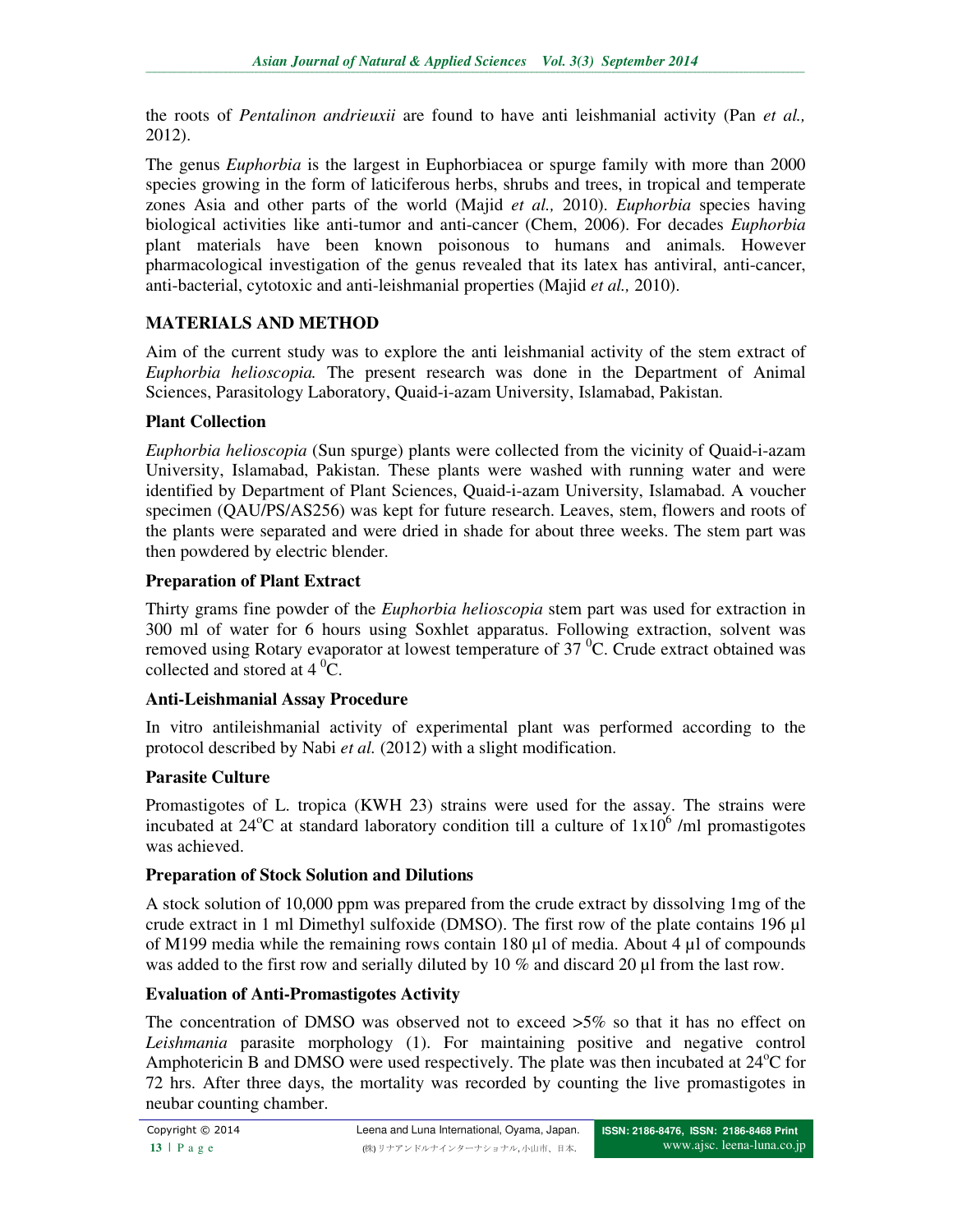the roots of *Pentalinon andrieuxii* are found to have anti leishmanial activity (Pan *et al.,* 2012).

The genus *Euphorbia* is the largest in Euphorbiacea or spurge family with more than 2000 species growing in the form of laticiferous herbs, shrubs and trees, in tropical and temperate zones Asia and other parts of the world (Majid *et al.,* 2010). *Euphorbia* species having biological activities like anti-tumor and anti-cancer (Chem, 2006). For decades *Euphorbia* plant materials have been known poisonous to humans and animals. However pharmacological investigation of the genus revealed that its latex has antiviral, anti-cancer, anti-bacterial, cytotoxic and anti-leishmanial properties (Majid *et al.,* 2010).

## MATERIALS AND METHOD

Aim of the current study was to explore the anti leishmanial activity of the stem extract of *Euphorbia helioscopia.* The present research was done in the Department of Animal Sciences, Parasitology Laboratory, Quaid-i-azam University, Islamabad, Pakistan.

### Plant Collection

*Euphorbia helioscopia* (Sun spurge) plants were collected from the vicinity of Quaid-i-azam University, Islamabad, Pakistan. These plants were washed with running water and were identified by Department of Plant Sciences, Quaid-i-azam University, Islamabad. A voucher specimen (QAU/PS/AS256) was kept for future research. Leaves, stem, flowers and roots of the plants were separated and were dried in shade for about three weeks. The stem part was then powdered by electric blender.

### Preparation of Plant Extract

Thirty grams fine powder of the *Euphorbia helioscopia* stem part was used for extraction in 300 ml of water for 6 hours using Soxhlet apparatus. Following extraction, solvent was removed using Rotary evaporator at lowest temperature of 37 $^0$C. Crude extract obtained was collected and stored at 4 $^0$C.

### Anti-Leishmanial Assay Procedure

In vitro antileishmanial activity of experimental plant was performed according to the protocol described by Nabi *et al.* (2012) with a slight modification.

### Parasite Culture

Promastigotes of L. tropica (KWH 23) strains were used for the assay. The strains were incubated at 24$^o$C at standard laboratory condition till a culture of $1x10^6$ /ml promastigotes was achieved.

### Preparation of Stock Solution and Dilutions

A stock solution of 10,000 ppm was prepared from the crude extract by dissolving 1mg of the crude extract in 1 ml Dimethyl sulfoxide (DMSO). The first row of the plate contains 196 µl of M199 media while the remaining rows contain 180 µl of media. About 4 µl of compounds was added to the first row and serially diluted by 10 % and discard 20 µl from the last row.

### Evaluation of Anti-Promastigotes Activity

The concentration of DMSO was observed not to exceed >5% so that it has no effect on *Leishmania* parasite morphology (1). For maintaining positive and negative control Amphotericin B and DMSO were used respectively. The plate was then incubated at 24$^o$C for 72 hrs. After three days, the mortality was recorded by counting the live promastigotes in neubar counting chamber.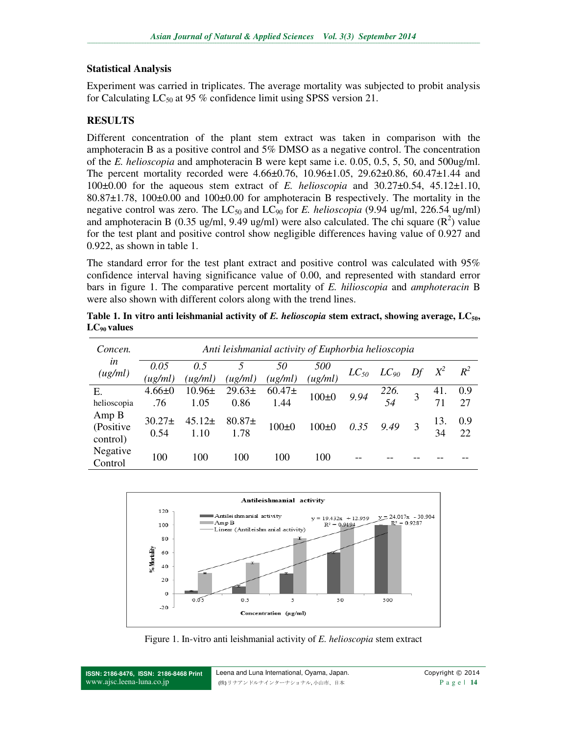### Statistical Analysis

Experiment was carried in triplicates. The average mortality was subjected to probit analysis for Calculating $LC_{50}$ at 95 % confidence limit using SPSS version 21.

### RESULTS

Different concentration of the plant stem extract was taken in comparison with the amphoteracin B as a positive control and 5% DMSO as a negative control. The concentration of the *E. helioscopia* and amphoteracin B were kept same i.e. 0.05, 0.5, 5, 50, and 500ug/ml. The percent mortality recorded were 4.66±0.76, 10.96±1.05, 29.62±0.86, 60.47±1.44 and 100±0.00 for the aqueous stem extract of *E. helioscopia* and 30.27±0.54, 45.12±1.10, 80.87±1.78, 100±0.00 and 100±0.00 for amphoteracin B respectively. The mortality in the negative control was zero. The $LC_{50}$ and $LC_{90}$ for *E. helioscopia* (9.94 ug/ml, 226.54 ug/ml) and amphoteracin B (0.35 ug/ml, 9.49 ug/ml) were also calculated. The chi square ($R^2$) value for the test plant and positive control show negligible differences having value of 0.927 and 0.922, as shown in table 1.

The standard error for the test plant extract and positive control was calculated with 95% confidence interval having significance value of 0.00, and represented with standard error bars in figure 1. The comparative percent mortality of *E. hilioscopia* and *amphoteracin* B were also shown with different colors along with the trend lines.

**Table 1. In vitro anti leishmanial activity of *E. helioscopia* stem extract, showing average, $LC_{50}$, $LC_{90}$ values**

| *Concen. in (ug/ml)* | *Anti leishmanial activity of Euphorbia helioscopia* | | | | | | | | | |
|---|---|---|---|---|---|---|---|---|---|---|
| | *0.05 (ug/ml)* | *0.5 (ug/ml)* | *5 (ug/ml)* | *50 (ug/ml)* | *500 (ug/ml)* | *$LC_{50}$* | *$LC_{90}$* | *Df* | *$X^2$* | *$R^2$* |
| E. helioscopia | 4.66±0.76 | 10.96±1.05 | 29.63±0.86 | 60.47±1.44 | 100±0 | *9.94* | *226.54* | 3 | 41.71 | 0.927 |
| Amp B (Positive control) | 30.27±0.54 | 45.12±1.10 | 80.87±1.78 | 100±0 | 100±0 | *0.35* | *9.49* | 3 | 13.34 | 0.922 |
| Negative Control | 100 | 100 | 100 | 100 | 100 | -- | -- | -- | -- | -- |

Figure 1. In-vitro anti leishmanial activity of *E. helioscopia* stem extract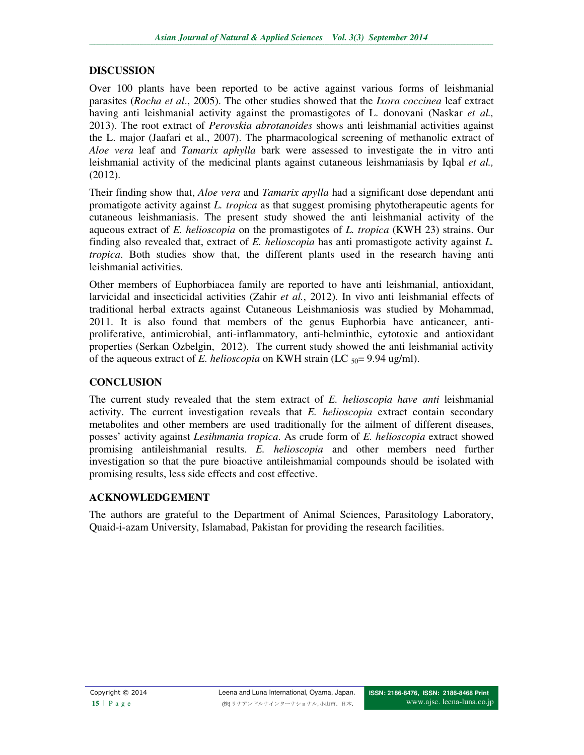## DISCUSSION

Over 100 plants have been reported to be active against various forms of leishmanial parasites (*Rocha et al*., 2005). The other studies showed that the *Ixora coccinea* leaf extract having anti leishmanial activity against the promastigotes of L. donovani (Naskar *et al.,* 2013). The root extract of *Perovskia abrotanoides* shows anti leishmanial activities against the L. major (Jaafari et al., 2007). The pharmacological screening of methanolic extract of *Aloe vera* leaf and *Tamarix aphylla* bark were assessed to investigate the in vitro anti leishmanial activity of the medicinal plants against cutaneous leishmaniasis by Iqbal *et al.,* (2012).

Their finding show that, *Aloe vera* and *Tamarix apylla* had a significant dose dependant anti promatigote activity against *L. tropica* as that suggest promising phytotherapeutic agents for cutaneous leishmaniasis. The present study showed the anti leishmanial activity of the aqueous extract of *E. helioscopia* on the promastigotes of *L. tropica* (KWH 23) strains. Our finding also revealed that, extract of *E. helioscopia* has anti promastigote activity against *L. tropica*. Both studies show that, the different plants used in the research having anti leishmanial activities.

Other members of Euphorbiacea family are reported to have anti leishmanial, antioxidant, larvicidal and insecticidal activities (Zahir *et al.*, 2012). In vivo anti leishmanial effects of traditional herbal extracts against Cutaneous Leishmaniosis was studied by Mohammad, 2011. It is also found that members of the genus Euphorbia have anticancer, anti-proliferative, antimicrobial, anti-inflammatory, anti-helminthic, cytotoxic and antioxidant properties (Serkan Ozbelgin, 2012). The current study showed the anti leishmanial activity of the aqueous extract of *E. helioscopia* on KWH strain ($LC_{50}$= 9.94 ug/ml).

## CONCLUSION

The current study revealed that the stem extract of *E. helioscopia have anti* leishmanial activity. The current investigation reveals that *E. helioscopia* extract contain secondary metabolites and other members are used traditionally for the ailment of different diseases, posses' activity against *Lesihmania tropica*. As crude form of *E. helioscopia* extract showed promising antileishmanial results. *E. helioscopia* and other members need further investigation so that the pure bioactive antileishmanial compounds should be isolated with promising results, less side effects and cost effective.

## ACKNOWLEDGEMENT

The authors are grateful to the Department of Animal Sciences, Parasitology Laboratory, Quaid-i-azam University, Islamabad, Pakistan for providing the research facilities.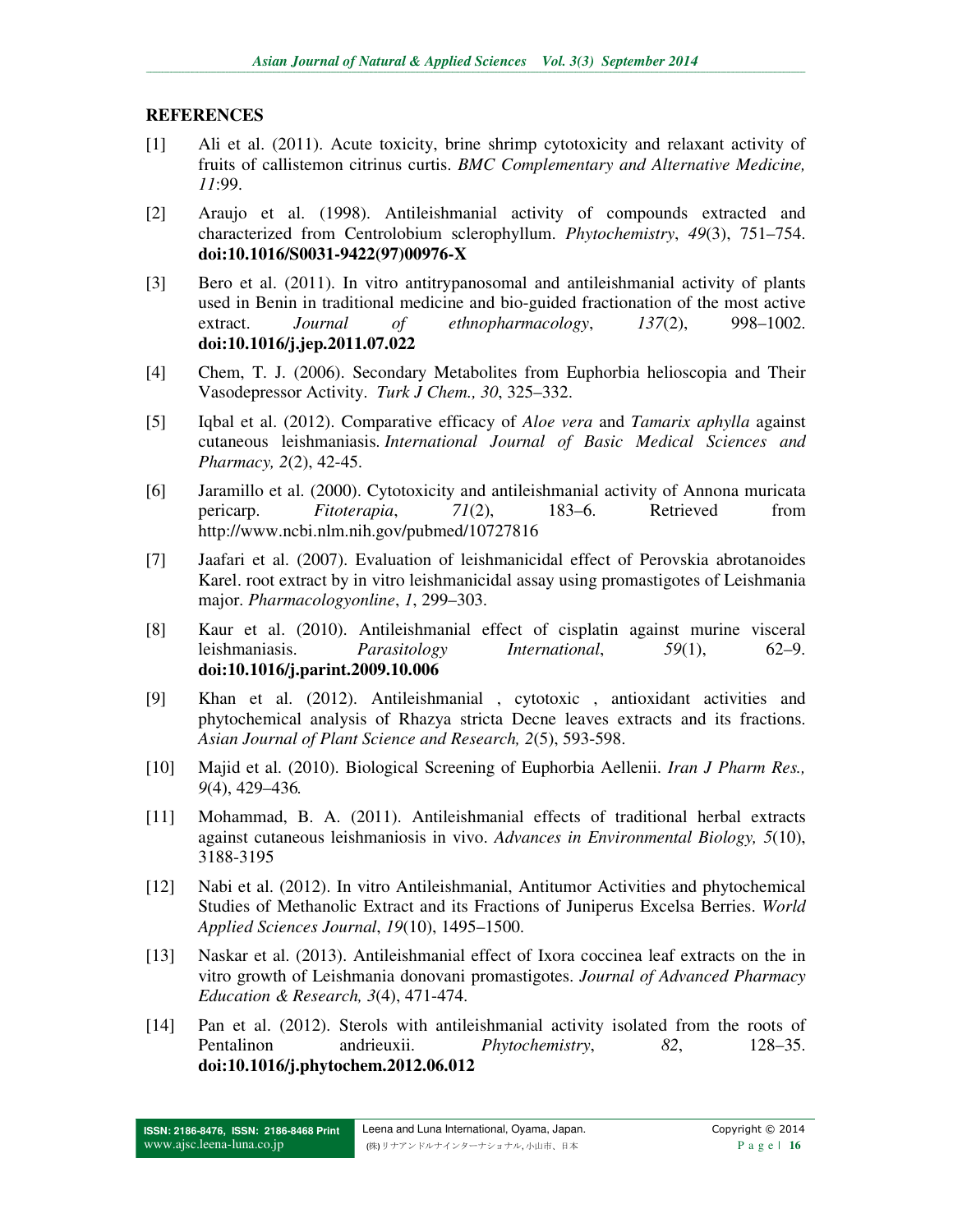## REFERENCES

[1] Ali et al. (2011). Acute toxicity, brine shrimp cytotoxicity and relaxant activity of fruits of callistemon citrinus curtis. *BMC Complementary and Alternative Medicine, 11*:99.

[2] Araujo et al. (1998). Antileishmanial activity of compounds extracted and characterized from Centrolobium sclerophyllum. *Phytochemistry*, *49*(3), 751–754. **doi:10.1016/S0031-9422(97)00976-X**

[3] Bero et al. (2011). In vitro antitrypanosomal and antileishmanial activity of plants used in Benin in traditional medicine and bio-guided fractionation of the most active extract. *Journal of ethnopharmacology*, *137*(2), 998–1002. **doi:10.1016/j.jep.2011.07.022**

[4] Chem, T. J. (2006). Secondary Metabolites from Euphorbia helioscopia and Their Vasodepressor Activity. *Turk J Chem., 30*, 325–332.

[5] Iqbal et al. (2012). Comparative efficacy of *Aloe vera* and *Tamarix aphylla* against cutaneous leishmaniasis. *International Journal of Basic Medical Sciences and Pharmacy, 2*(2), 42-45.

[6] Jaramillo et al. (2000). Cytotoxicity and antileishmanial activity of Annona muricata pericarp. *Fitoterapia*, *71*(2), 183–6. Retrieved from http://www.ncbi.nlm.nih.gov/pubmed/10727816

[7] Jaafari et al. (2007). Evaluation of leishmanicidal effect of Perovskia abrotanoides Karel. root extract by in vitro leishmanicidal assay using promastigotes of Leishmania major. *Pharmacologyonline*, *1*, 299–303.

[8] Kaur et al. (2010). Antileishmanial effect of cisplatin against murine visceral leishmaniasis. *Parasitology International*, *59*(1), 62–9. **doi:10.1016/j.parint.2009.10.006**

[9] Khan et al. (2012). Antileishmanial , cytotoxic , antioxidant activities and phytochemical analysis of Rhazya stricta Decne leaves extracts and its fractions. *Asian Journal of Plant Science and Research, 2*(5), 593-598.

[10] Majid et al. (2010). Biological Screening of Euphorbia Aellenii. *Iran J Pharm Res., 9*(4), 429–436*.*

[11] Mohammad, B. A. (2011). Antileishmanial effects of traditional herbal extracts against cutaneous leishmaniosis in vivo. *Advances in Environmental Biology, 5*(10), 3188-3195

[12] Nabi et al. (2012). In vitro Antileishmanial, Antitumor Activities and phytochemical Studies of Methanolic Extract and its Fractions of Juniperus Excelsa Berries. *World Applied Sciences Journal*, *19*(10), 1495–1500*.*

[13] Naskar et al. (2013). Antileishmanial effect of Ixora coccinea leaf extracts on the in vitro growth of Leishmania donovani promastigotes. *Journal of Advanced Pharmacy Education & Research, 3*(4), 471-474.

[14] Pan et al. (2012). Sterols with antileishmanial activity isolated from the roots of Pentalinon andrieuxii. *Phytochemistry*, *82*, 128–35. **doi:10.1016/j.phytochem.2012.06.012**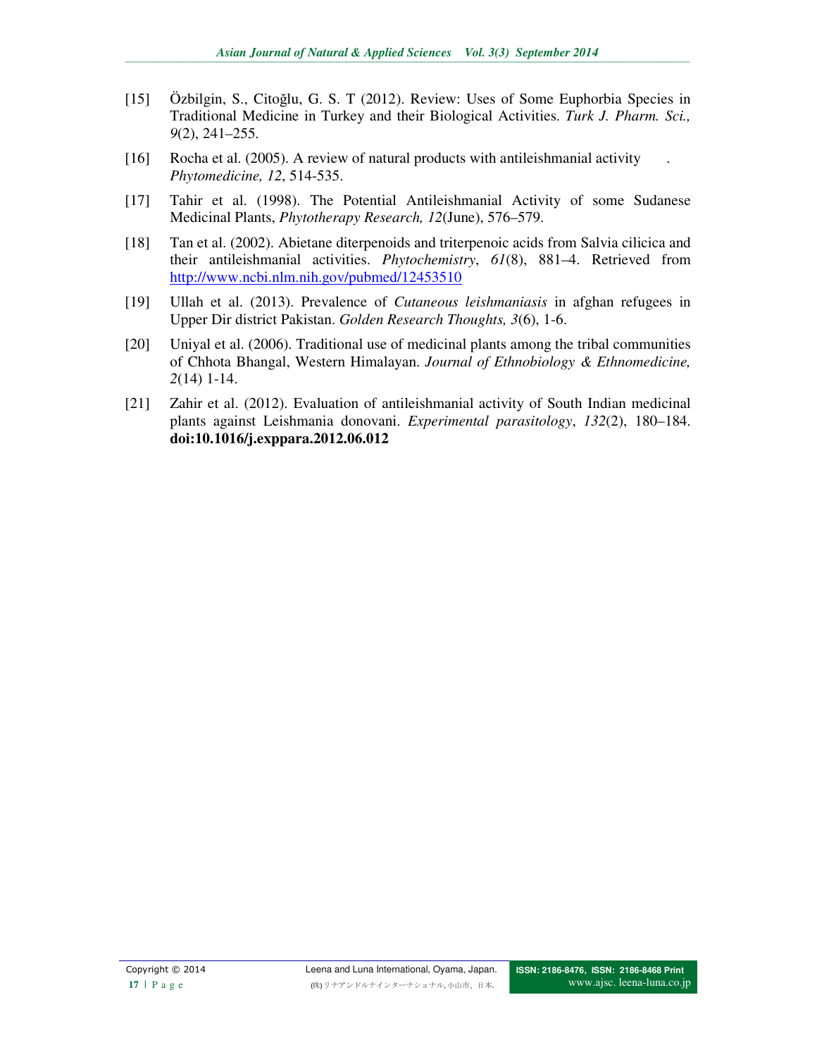[15] Özbilgin, S., Citoğlu, G. S. T (2012). Review: Uses of Some Euphorbia Species in Traditional Medicine in Turkey and their Biological Activities. *Turk J. Pharm. Sci., 9*(2), 241–255.

[16] Rocha et al. (2005). A review of natural products with antileishmanial activity . *Phytomedicine, 12*, 514-535.

[17] Tahir et al. (1998). The Potential Antileishmanial Activity of some Sudanese Medicinal Plants, *Phytotherapy Research, 12*(June), 576–579.

[18] Tan et al. (2002). Abietane diterpenoids and triterpenoic acids from Salvia cilicica and their antileishmanial activities. *Phytochemistry*, *61*(8), 881–4. Retrieved from http://www.ncbi.nlm.nih.gov/pubmed/12453510

[19] Ullah et al. (2013). Prevalence of *Cutaneous leishmaniasis* in afghan refugees in Upper Dir district Pakistan. *Golden Research Thoughts, 3*(6), 1-6.

[20] Uniyal et al. (2006). Traditional use of medicinal plants among the tribal communities of Chhota Bhangal, Western Himalayan. *Journal of Ethnobiology & Ethnomedicine, 2*(14) 1-14.

[21] Zahir et al. (2012). Evaluation of antileishmanial activity of South Indian medicinal plants against Leishmania donovani. *Experimental parasitology*, *132*(2), 180–184. **doi:10.1016/j.exppara.2012.06.012**